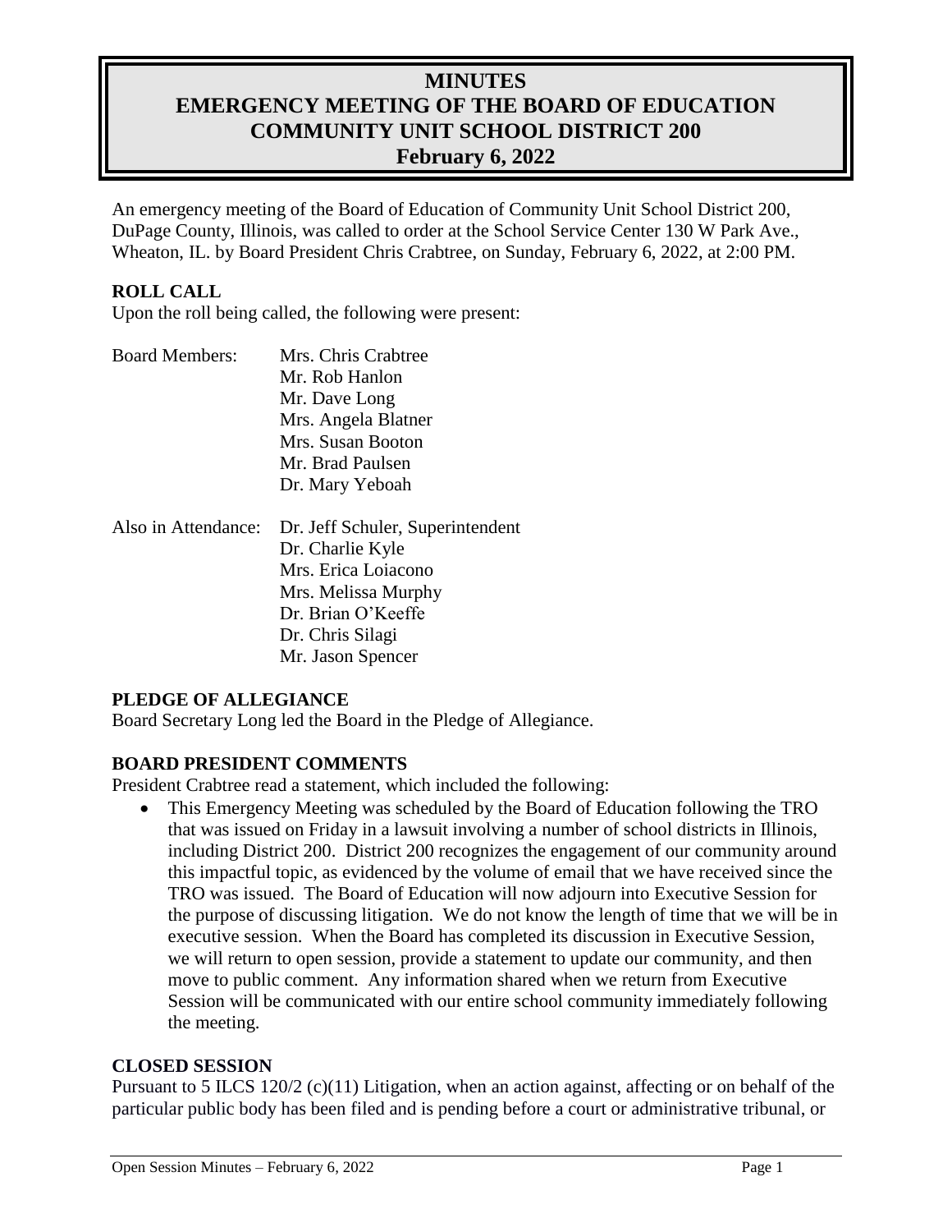# MINUTES
# EMERGENCY MEETING OF THE BOARD OF EDUCATION
# COMMUNITY UNIT SCHOOL DISTRICT 200
# February 6, 2022

An emergency meeting of the Board of Education of Community Unit School District 200, DuPage County, Illinois, was called to order at the School Service Center 130 W Park Ave., Wheaton, IL. by Board President Chris Crabtree, on Sunday, February 6, 2022, at 2:00 PM.

## ROLL CALL

Upon the roll being called, the following were present:

| | |
|---|---|
| Board Members: | Mrs. Chris Crabtree<br>Mr. Rob Hanlon<br>Mr. Dave Long<br>Mrs. Angela Blatner<br>Mrs. Susan Booton<br>Mr. Brad Paulsen<br>Dr. Mary Yeboah |
| Also in Attendance: | Dr. Jeff Schuler, Superintendent<br>Dr. Charlie Kyle<br>Mrs. Erica Loiacono<br>Mrs. Melissa Murphy<br>Dr. Brian O'Keeffe<br>Dr. Chris Silagi<br>Mr. Jason Spencer |

## PLEDGE OF ALLEGIANCE

Board Secretary Long led the Board in the Pledge of Allegiance.

## BOARD PRESIDENT COMMENTS

President Crabtree read a statement, which included the following:

- This Emergency Meeting was scheduled by the Board of Education following the TRO that was issued on Friday in a lawsuit involving a number of school districts in Illinois, including District 200. District 200 recognizes the engagement of our community around this impactful topic, as evidenced by the volume of email that we have received since the TRO was issued. The Board of Education will now adjourn into Executive Session for the purpose of discussing litigation. We do not know the length of time that we will be in executive session. When the Board has completed its discussion in Executive Session, we will return to open session, provide a statement to update our community, and then move to public comment. Any information shared when we return from Executive Session will be communicated with our entire school community immediately following the meeting.

## CLOSED SESSION

Pursuant to 5 ILCS 120/2 (c)(11) Litigation, when an action against, affecting or on behalf of the particular public body has been filed and is pending before a court or administrative tribunal, or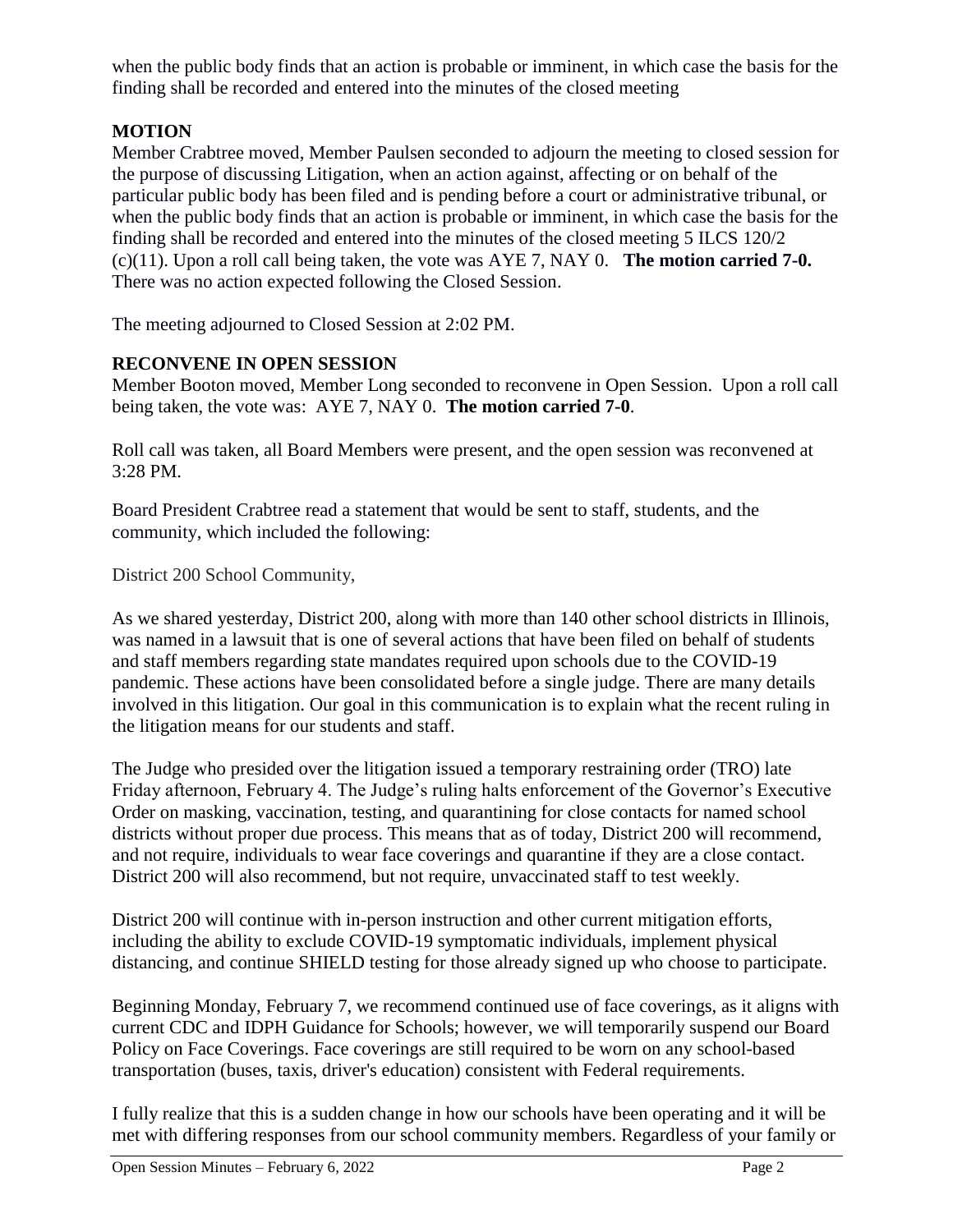when the public body finds that an action is probable or imminent, in which case the basis for the finding shall be recorded and entered into the minutes of the closed meeting

**MOTION**

Member Crabtree moved, Member Paulsen seconded to adjourn the meeting to closed session for the purpose of discussing Litigation, when an action against, affecting or on behalf of the particular public body has been filed and is pending before a court or administrative tribunal, or when the public body finds that an action is probable or imminent, in which case the basis for the finding shall be recorded and entered into the minutes of the closed meeting 5 ILCS 120/2 (c)(11). Upon a roll call being taken, the vote was AYE 7, NAY 0. **The motion carried 7-0.** There was no action expected following the Closed Session.

The meeting adjourned to Closed Session at 2:02 PM.

**RECONVENE IN OPEN SESSION**

Member Booton moved, Member Long seconded to reconvene in Open Session. Upon a roll call being taken, the vote was: AYE 7, NAY 0. **The motion carried 7-0**.

Roll call was taken, all Board Members were present, and the open session was reconvened at 3:28 PM.

Board President Crabtree read a statement that would be sent to staff, students, and the community, which included the following:

District 200 School Community,

As we shared yesterday, District 200, along with more than 140 other school districts in Illinois, was named in a lawsuit that is one of several actions that have been filed on behalf of students and staff members regarding state mandates required upon schools due to the COVID-19 pandemic. These actions have been consolidated before a single judge. There are many details involved in this litigation. Our goal in this communication is to explain what the recent ruling in the litigation means for our students and staff.

The Judge who presided over the litigation issued a temporary restraining order (TRO) late Friday afternoon, February 4. The Judge's ruling halts enforcement of the Governor's Executive Order on masking, vaccination, testing, and quarantining for close contacts for named school districts without proper due process. This means that as of today, District 200 will recommend, and not require, individuals to wear face coverings and quarantine if they are a close contact. District 200 will also recommend, but not require, unvaccinated staff to test weekly.

District 200 will continue with in-person instruction and other current mitigation efforts, including the ability to exclude COVID-19 symptomatic individuals, implement physical distancing, and continue SHIELD testing for those already signed up who choose to participate.

Beginning Monday, February 7, we recommend continued use of face coverings, as it aligns with current CDC and IDPH Guidance for Schools; however, we will temporarily suspend our Board Policy on Face Coverings. Face coverings are still required to be worn on any school-based transportation (buses, taxis, driver's education) consistent with Federal requirements.

I fully realize that this is a sudden change in how our schools have been operating and it will be met with differing responses from our school community members. Regardless of your family or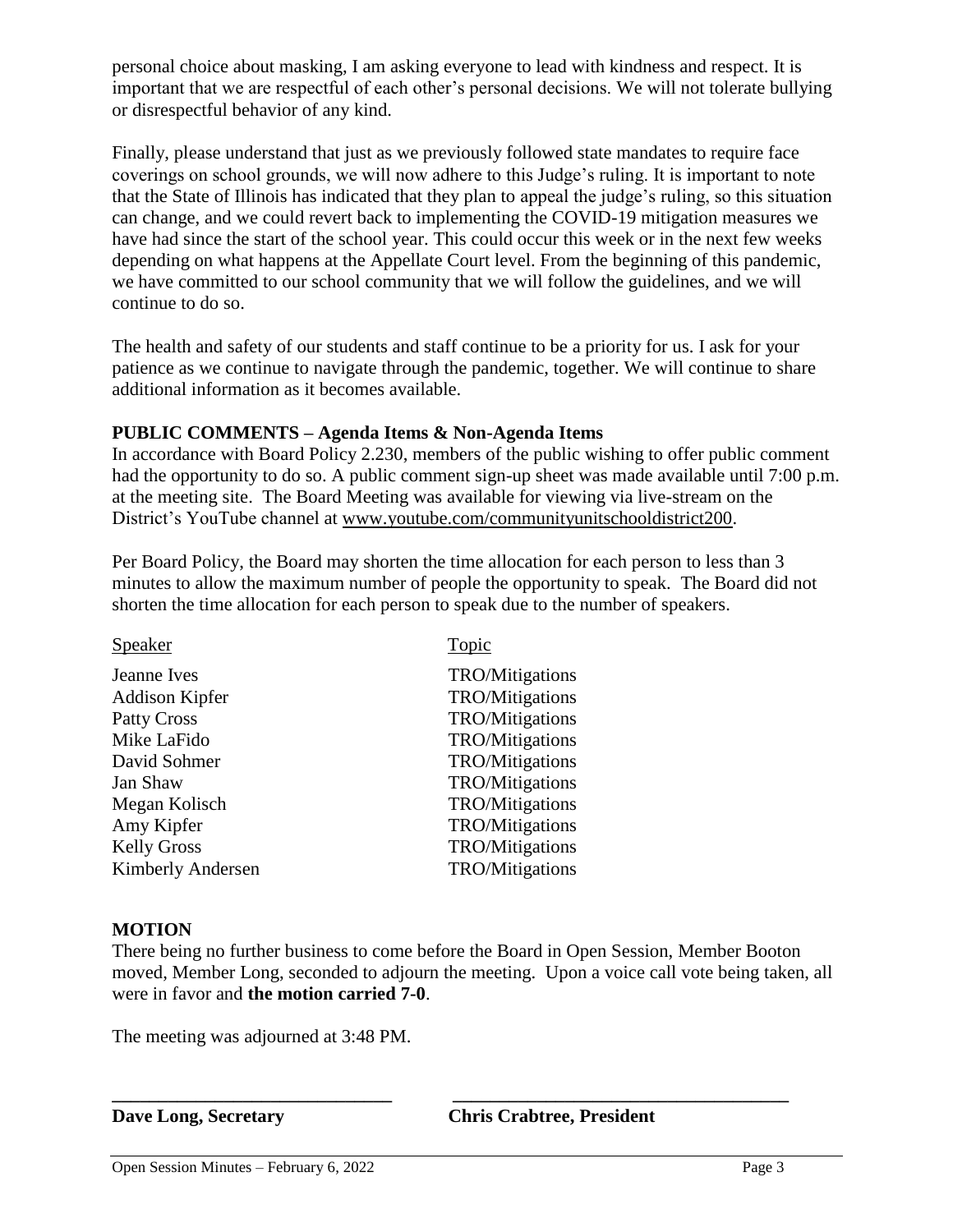personal choice about masking, I am asking everyone to lead with kindness and respect. It is important that we are respectful of each other's personal decisions. We will not tolerate bullying or disrespectful behavior of any kind.

Finally, please understand that just as we previously followed state mandates to require face coverings on school grounds, we will now adhere to this Judge's ruling. It is important to note that the State of Illinois has indicated that they plan to appeal the judge's ruling, so this situation can change, and we could revert back to implementing the COVID-19 mitigation measures we have had since the start of the school year. This could occur this week or in the next few weeks depending on what happens at the Appellate Court level. From the beginning of this pandemic, we have committed to our school community that we will follow the guidelines, and we will continue to do so.

The health and safety of our students and staff continue to be a priority for us. I ask for your patience as we continue to navigate through the pandemic, together. We will continue to share additional information as it becomes available.

**PUBLIC COMMENTS – Agenda Items & Non-Agenda Items**

In accordance with Board Policy 2.230, members of the public wishing to offer public comment had the opportunity to do so. A public comment sign-up sheet was made available until 7:00 p.m. at the meeting site. The Board Meeting was available for viewing via live-stream on the District's YouTube channel at www.youtube.com/communityunitschooldistrict200.

Per Board Policy, the Board may shorten the time allocation for each person to less than 3 minutes to allow the maximum number of people the opportunity to speak. The Board did not shorten the time allocation for each person to speak due to the number of speakers.

| Speaker | Topic |
|---|---|
| Jeanne Ives | TRO/Mitigations |
| Addison Kipfer | TRO/Mitigations |
| Patty Cross | TRO/Mitigations |
| Mike LaFido | TRO/Mitigations |
| David Sohmer | TRO/Mitigations |
| Jan Shaw | TRO/Mitigations |
| Megan Kolisch | TRO/Mitigations |
| Amy Kipfer | TRO/Mitigations |
| Kelly Gross | TRO/Mitigations |
| Kimberly Andersen | TRO/Mitigations |

**MOTION**

There being no further business to come before the Board in Open Session, Member Booton moved, Member Long, seconded to adjourn the meeting. Upon a voice call vote being taken, all were in favor and **the motion carried 7-0**.

The meeting was adjourned at 3:48 PM.

______________________________ ____________________________________

**Dave Long, Secretary** **Chris Crabtree, President**

Open Session Minutes – February 6, 2022